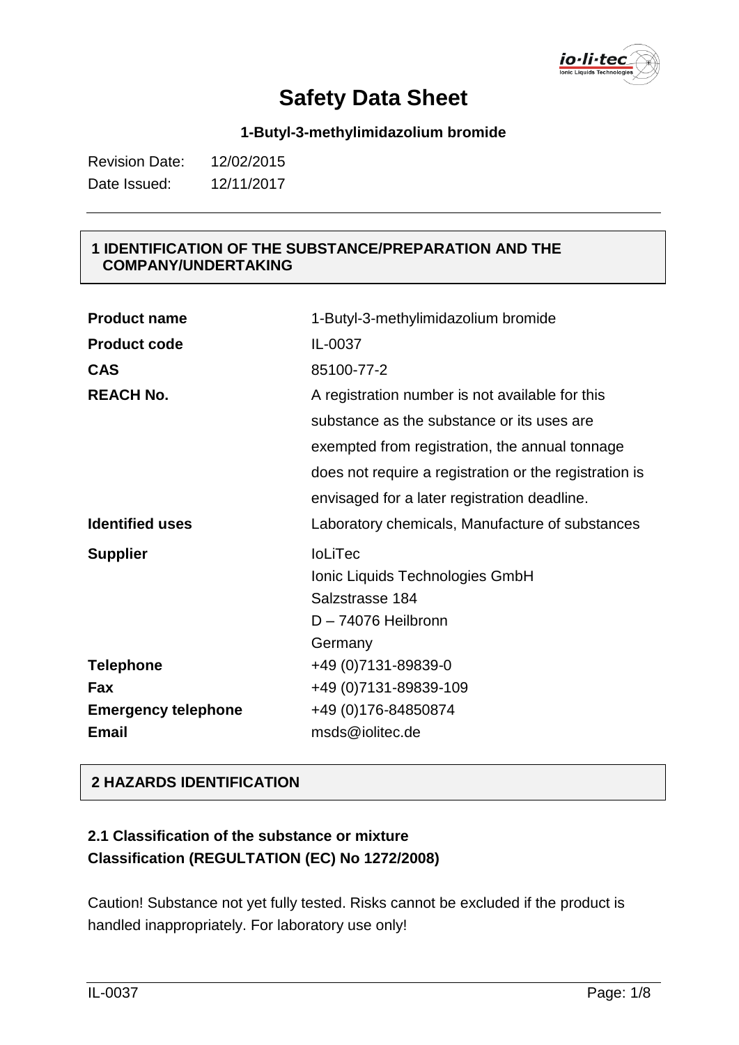# Safety Data Sheet

**1-Butyl-3-methylimidazolium bromide**

Revision Date: 12/02/2015
Date Issued: 12/11/2017

## 1 IDENTIFICATION OF THE SUBSTANCE/PREPARATION AND THE COMPANY/UNDERTAKING

| | |
|---|---|
| **Product name** | 1-Butyl-3-methylimidazolium bromide |
| **Product code** | IL-0037 |
| **CAS** | 85100-77-2 |
| **REACH No.** | A registration number is not available for this substance as the substance or its uses are exempted from registration, the annual tonnage does not require a registration or the registration is envisaged for a later registration deadline. |
| **Identified uses** | Laboratory chemicals, Manufacture of substances |
| **Supplier** | IoLiTec<br>Ionic Liquids Technologies GmbH<br>Salzstrasse 184<br>D – 74076 Heilbronn<br>Germany |
| **Telephone** | +49 (0)7131-89839-0 |
| **Fax** | +49 (0)7131-89839-109 |
| **Emergency telephone** | +49 (0)176-84850874 |
| **Email** | msds@iolitec.de |

## 2 HAZARDS IDENTIFICATION

### 2.1 Classification of the substance or mixture
### Classification (REGULTATION (EC) No 1272/2008)

Caution! Substance not yet fully tested. Risks cannot be excluded if the product is handled inappropriately. For laboratory use only!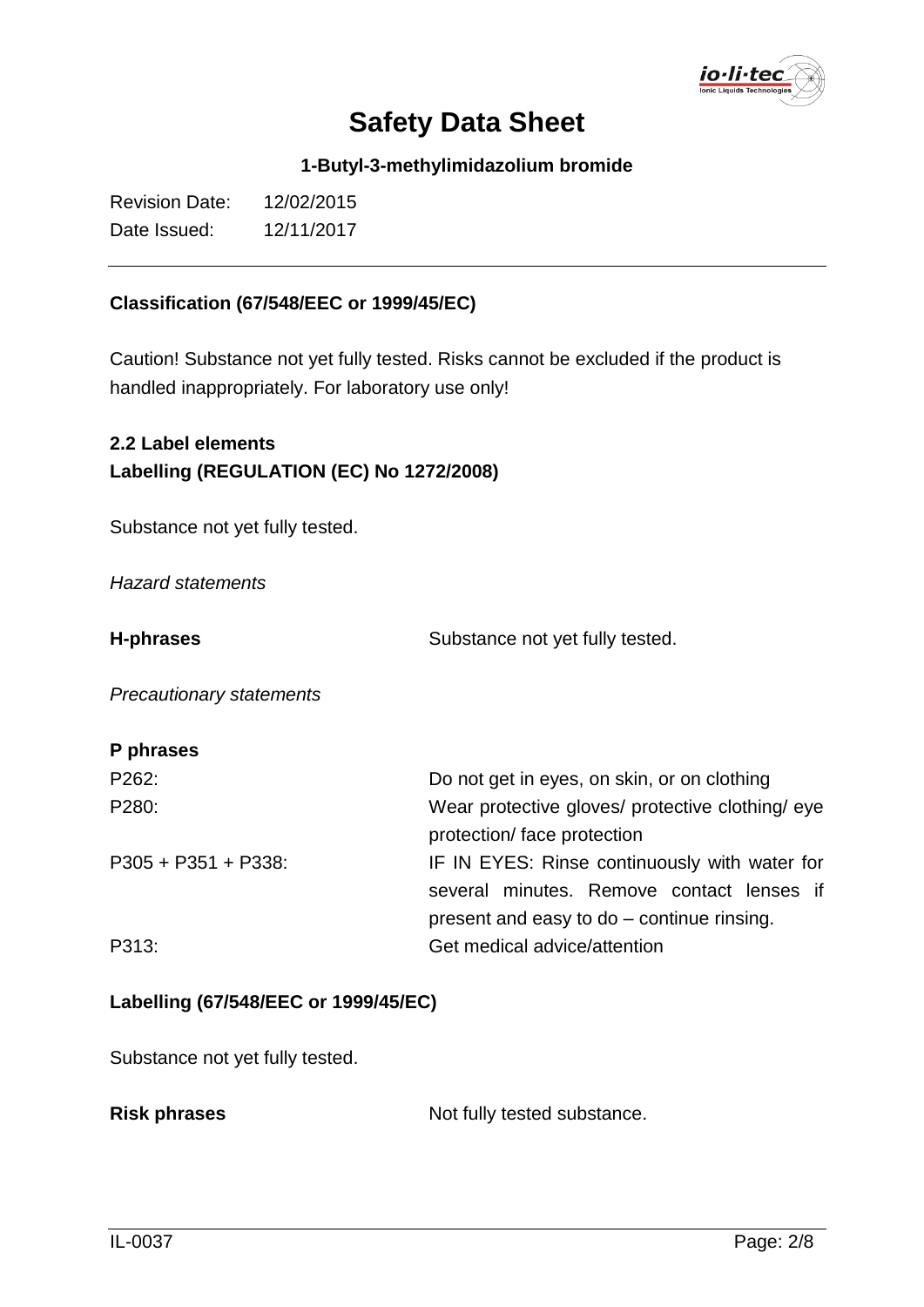**Classification (67/548/EEC or 1999/45/EC)**

Caution! Substance not yet fully tested. Risks cannot be excluded if the product is handled inappropriately. For laboratory use only!

**2.2 Label elements**
**Labelling (REGULATION (EC) No 1272/2008)**

Substance not yet fully tested.

*Hazard statements*

| | |
|---|---|
| **H-phrases** | Substance not yet fully tested. |

*Precautionary statements*

**P phrases**

| | |
|---|---|
| P262: | Do not get in eyes, on skin, or on clothing |
| P280: | Wear protective gloves/ protective clothing/ eye protection/ face protection |
| P305 + P351 + P338: | IF IN EYES: Rinse continuously with water for several minutes. Remove contact lenses if present and easy to do – continue rinsing. |
| P313: | Get medical advice/attention |

**Labelling (67/548/EEC or 1999/45/EC)**

Substance not yet fully tested.

| | |
|---|---|
| **Risk phrases** | Not fully tested substance. |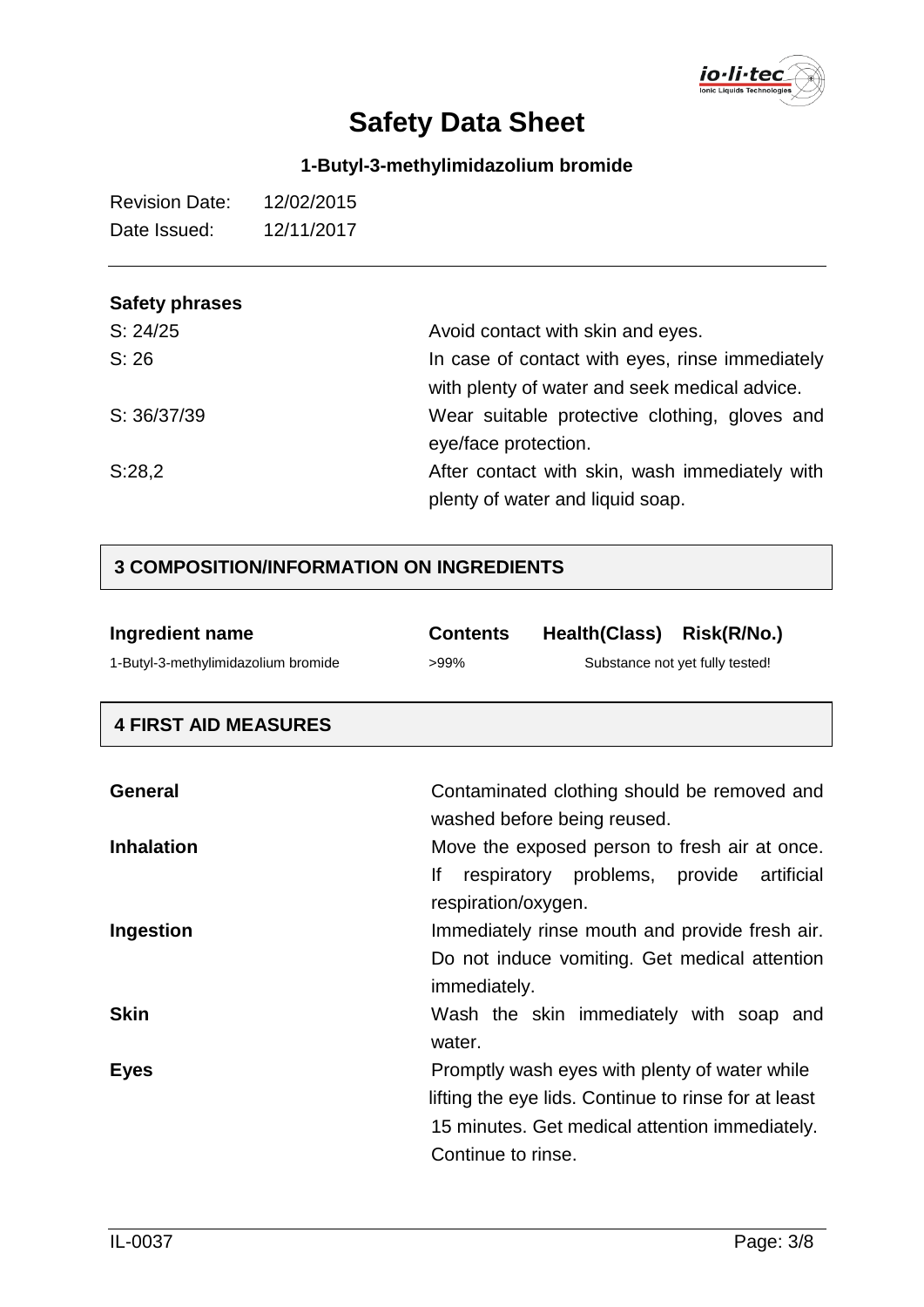# Safety Data Sheet

**1-Butyl-3-methylimidazolium bromide**

Revision Date: 12/02/2015
Date Issued: 12/11/2017

**Safety phrases**

| | |
|---|---|
| S: 24/25 | Avoid contact with skin and eyes. |
| S: 26 | In case of contact with eyes, rinse immediately with plenty of water and seek medical advice. |
| S: 36/37/39 | Wear suitable protective clothing, gloves and eye/face protection. |
| S:28,2 | After contact with skin, wash immediately with plenty of water and liquid soap. |

## 3 COMPOSITION/INFORMATION ON INGREDIENTS

| Ingredient name | Contents | Health(Class) | Risk(R/No.) |
|---|---|---|---|
| 1-Butyl-3-methylimidazolium bromide | >99% | Substance not yet fully tested! | |

## 4 FIRST AID MEASURES

| | |
|---|---|
| **General** | Contaminated clothing should be removed and washed before being reused. |
| **Inhalation** | Move the exposed person to fresh air at once. If respiratory problems, provide artificial respiration/oxygen. |
| **Ingestion** | Immediately rinse mouth and provide fresh air. Do not induce vomiting. Get medical attention immediately. |
| **Skin** | Wash the skin immediately with soap and water. |
| **Eyes** | Promptly wash eyes with plenty of water while lifting the eye lids. Continue to rinse for at least 15 minutes. Get medical attention immediately. Continue to rinse. |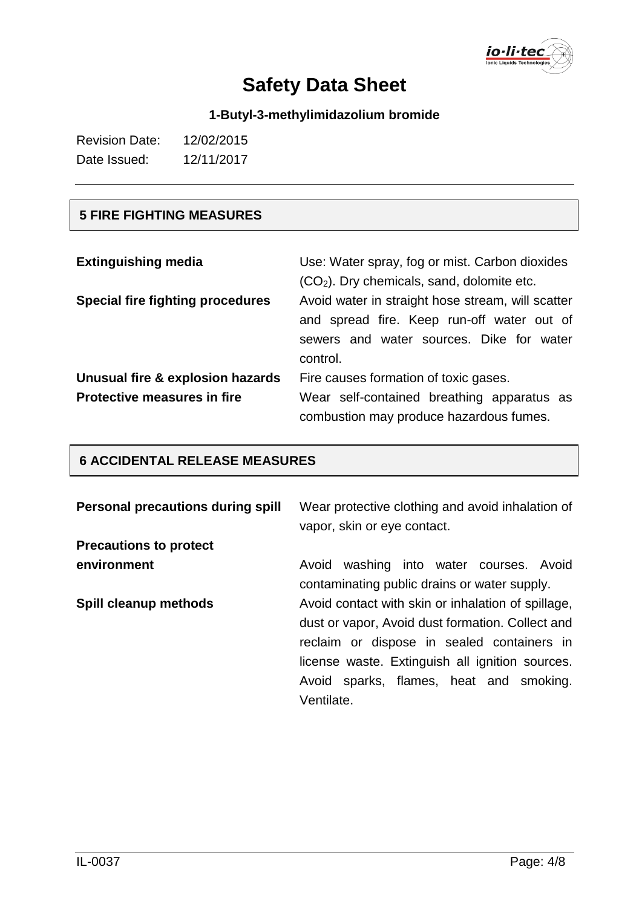## 5 FIRE FIGHTING MEASURES

| | |
|---|---|
| **Extinguishing media** | Use: Water spray, fog or mist. Carbon dioxides ($CO_2$). Dry chemicals, sand, dolomite etc. |
| **Special fire fighting procedures** | Avoid water in straight hose stream, will scatter and spread fire. Keep run-off water out of sewers and water sources. Dike for water control. |
| **Unusual fire & explosion hazards** | Fire causes formation of toxic gases. |
| **Protective measures in fire** | Wear self-contained breathing apparatus as combustion may produce hazardous fumes. |

## 6 ACCIDENTAL RELEASE MEASURES

| | |
|---|---|
| **Personal precautions during spill** | Wear protective clothing and avoid inhalation of vapor, skin or eye contact. |
| **Precautions to protect environment** | Avoid washing into water courses. Avoid contaminating public drains or water supply. |
| **Spill cleanup methods** | Avoid contact with skin or inhalation of spillage, dust or vapor, Avoid dust formation. Collect and reclaim or dispose in sealed containers in license waste. Extinguish all ignition sources. Avoid sparks, flames, heat and smoking. Ventilate. |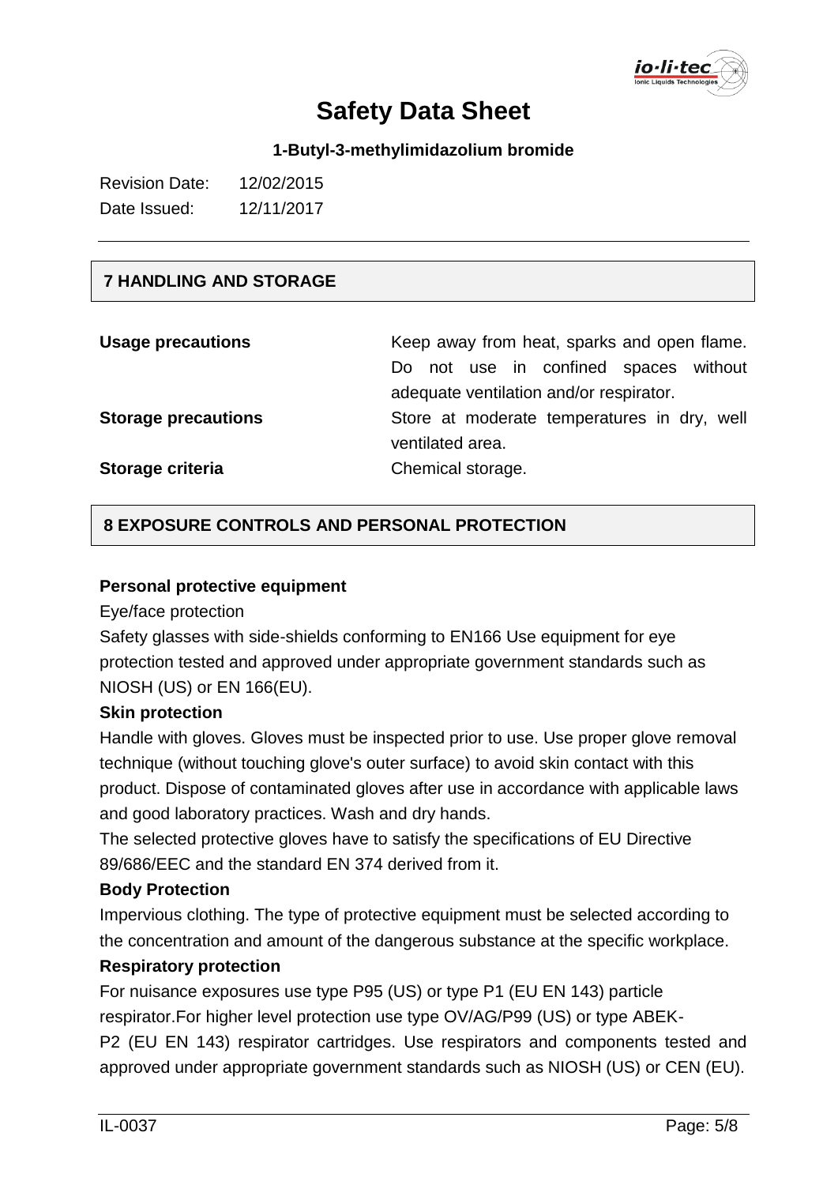## 7 HANDLING AND STORAGE

| | |
|---|---|
| **Usage precautions** | Keep away from heat, sparks and open flame. Do not use in confined spaces without adequate ventilation and/or respirator. |
| **Storage precautions** | Store at moderate temperatures in dry, well ventilated area. |
| **Storage criteria** | Chemical storage. |

## 8 EXPOSURE CONTROLS AND PERSONAL PROTECTION

**Personal protective equipment**

Eye/face protection

Safety glasses with side-shields conforming to EN166 Use equipment for eye protection tested and approved under appropriate government standards such as NIOSH (US) or EN 166(EU).

**Skin protection**

Handle with gloves. Gloves must be inspected prior to use. Use proper glove removal technique (without touching glove's outer surface) to avoid skin contact with this product. Dispose of contaminated gloves after use in accordance with applicable laws and good laboratory practices. Wash and dry hands.

The selected protective gloves have to satisfy the specifications of EU Directive 89/686/EEC and the standard EN 374 derived from it.

**Body Protection**

Impervious clothing. The type of protective equipment must be selected according to the concentration and amount of the dangerous substance at the specific workplace.

**Respiratory protection**

For nuisance exposures use type P95 (US) or type P1 (EU EN 143) particle respirator.For higher level protection use type OV/AG/P99 (US) or type ABEK-P2 (EU EN 143) respirator cartridges. Use respirators and components tested and approved under appropriate government standards such as NIOSH (US) or CEN (EU).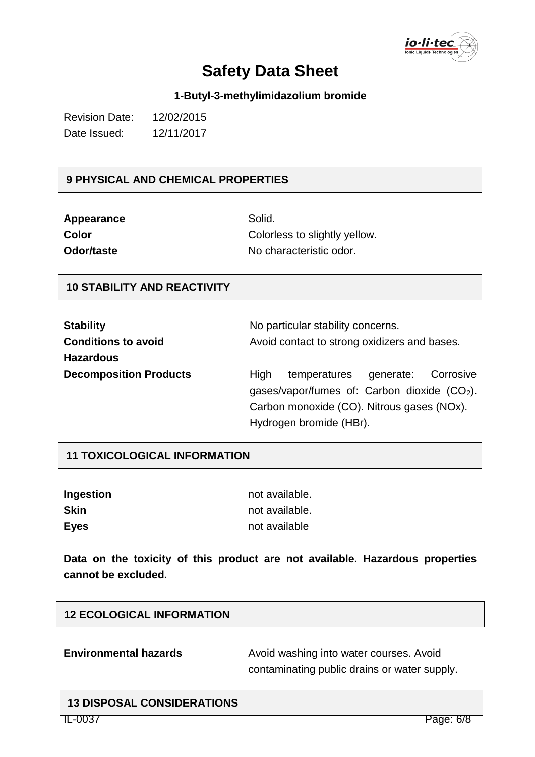# Safety Data Sheet

**1-Butyl-3-methylimidazolium bromide**

Revision Date: 12/02/2015
Date Issued: 12/11/2017

## 9 PHYSICAL AND CHEMICAL PROPERTIES

| | |
|---|---|
| **Appearance** | Solid. |
| **Color** | Colorless to slightly yellow. |
| **Odor/taste** | No characteristic odor. |

## 10 STABILITY AND REACTIVITY

| | |
|---|---|
| **Stability** | No particular stability concerns. |
| **Conditions to avoid** | Avoid contact to strong oxidizers and bases. |
| **Hazardous Decomposition Products** | High temperatures generate: Corrosive gases/vapor/fumes of: Carbon dioxide ($CO_2$). Carbon monoxide (CO). Nitrous gases (NOx). Hydrogen bromide (HBr). |

## 11 TOXICOLOGICAL INFORMATION

| | |
|---|---|
| **Ingestion** | not available. |
| **Skin** | not available. |
| **Eyes** | not available |

**Data on the toxicity of this product are not available. Hazardous properties cannot be excluded.**

## 12 ECOLOGICAL INFORMATION

| | |
|---|---|
| **Environmental hazards** | Avoid washing into water courses. Avoid contaminating public drains or water supply. |

## 13 DISPOSAL CONSIDERATIONS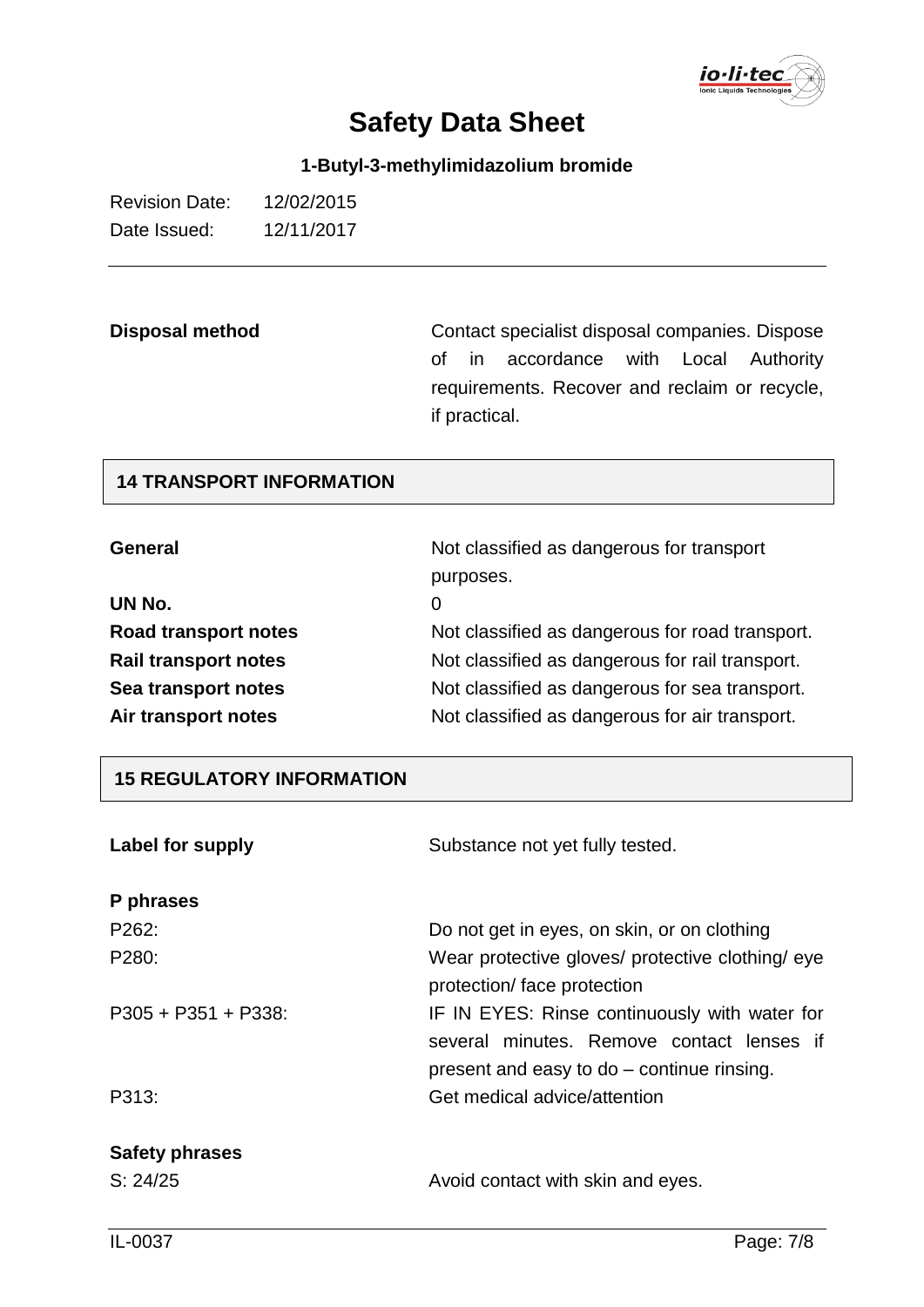| | |
|---|---|
| **Disposal method** | Contact specialist disposal companies. Dispose of in accordance with Local Authority requirements. Recover and reclaim or recycle, if practical. |

## 14 TRANSPORT INFORMATION

| | |
|---|---|
| **General** | Not classified as dangerous for transport purposes. |
| **UN No.** | 0 |
| **Road transport notes** | Not classified as dangerous for road transport. |
| **Rail transport notes** | Not classified as dangerous for rail transport. |
| **Sea transport notes** | Not classified as dangerous for sea transport. |
| **Air transport notes** | Not classified as dangerous for air transport. |

## 15 REGULATORY INFORMATION

| | |
|---|---|
| **Label for supply** | Substance not yet fully tested. |

**P phrases**

| | |
|---|---|
| P262: | Do not get in eyes, on skin, or on clothing |
| P280: | Wear protective gloves/ protective clothing/ eye protection/ face protection |
| P305 + P351 + P338: | IF IN EYES: Rinse continuously with water for several minutes. Remove contact lenses if present and easy to do – continue rinsing. |
| P313: | Get medical advice/attention |

**Safety phrases**

| | |
|---|---|
| S: 24/25 | Avoid contact with skin and eyes. |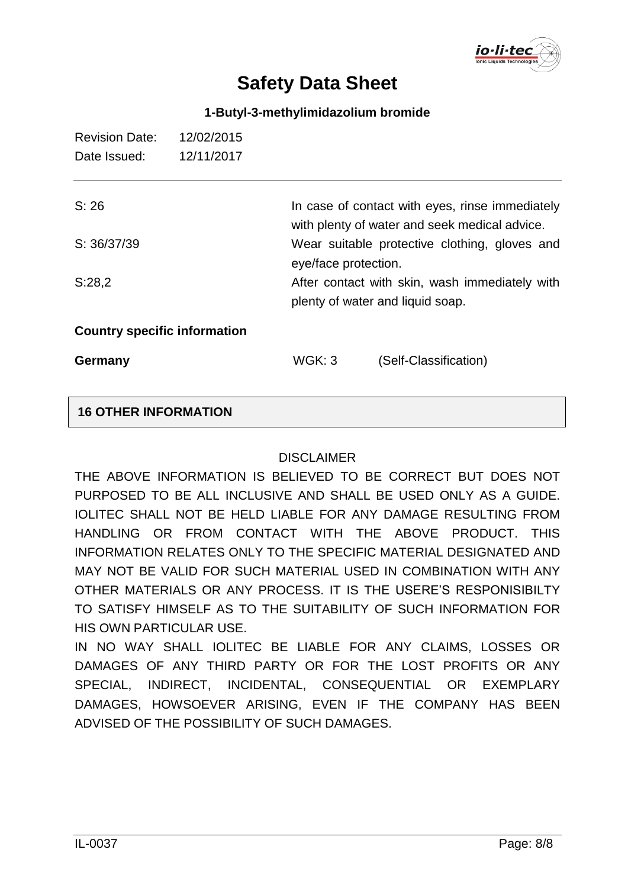| | |
|---|---|
| S: 26 | In case of contact with eyes, rinse immediately with plenty of water and seek medical advice. |
| S: 36/37/39 | Wear suitable protective clothing, gloves and eye/face protection. |
| S:28,2 | After contact with skin, wash immediately with plenty of water and liquid soap. |

**Country specific information**

**Germany** WGK: 3 (Self-Classification)

## 16 OTHER INFORMATION

DISCLAIMER

THE ABOVE INFORMATION IS BELIEVED TO BE CORRECT BUT DOES NOT PURPOSED TO BE ALL INCLUSIVE AND SHALL BE USED ONLY AS A GUIDE. IOLITEC SHALL NOT BE HELD LIABLE FOR ANY DAMAGE RESULTING FROM HANDLING OR FROM CONTACT WITH THE ABOVE PRODUCT. THIS INFORMATION RELATES ONLY TO THE SPECIFIC MATERIAL DESIGNATED AND MAY NOT BE VALID FOR SUCH MATERIAL USED IN COMBINATION WITH ANY OTHER MATERIALS OR ANY PROCESS. IT IS THE USERE'S RESPONISIBILTY TO SATISFY HIMSELF AS TO THE SUITABILITY OF SUCH INFORMATION FOR HIS OWN PARTICULAR USE.

IN NO WAY SHALL IOLITEC BE LIABLE FOR ANY CLAIMS, LOSSES OR DAMAGES OF ANY THIRD PARTY OR FOR THE LOST PROFITS OR ANY SPECIAL, INDIRECT, INCIDENTAL, CONSEQUENTIAL OR EXEMPLARY DAMAGES, HOWSOEVER ARISING, EVEN IF THE COMPANY HAS BEEN ADVISED OF THE POSSIBILITY OF SUCH DAMAGES.